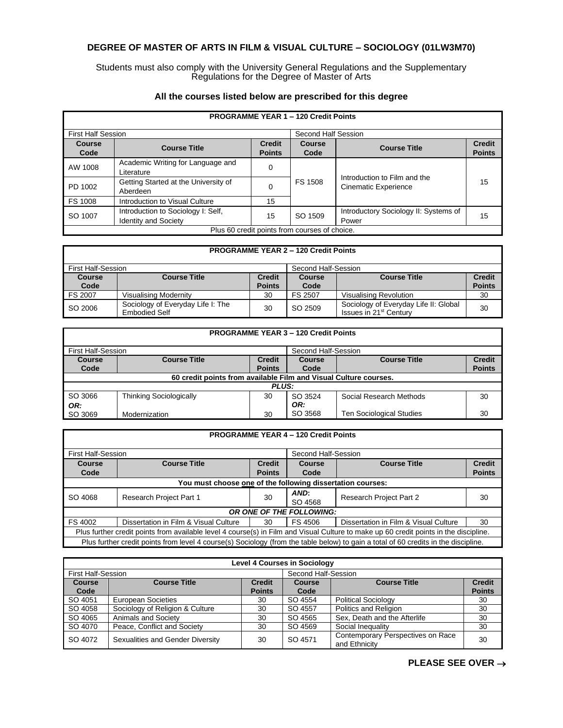# DEGREE OF MASTER OF ARTS IN FILM & VISUAL CULTURE – SOCIOLOGY (01LW3M70)

Students must also comply with the University General Regulations and the Supplementary Regulations for the Degree of Master of Arts

**All the courses listed below are prescribed for this degree**

| **PROGRAMME YEAR 1 – 120 Credit Points** | | | | | |
|---|---|---|---|---|---|
| First Half Session | | | Second Half Session | | |
| **Course Code** | **Course Title** | **Credit Points** | **Course Code** | **Course Title** | **Credit Points** |
| AW 1008 | Academic Writing for Language and Literature | 0 | FS 1508 | Introduction to Film and the Cinematic Experience | 15 |
| PD 1002 | Getting Started at the University of Aberdeen | 0 | | | |
| FS 1008 | Introduction to Visual Culture | 15 | | | |
| SO 1007 | Introduction to Sociology I: Self, Identity and Society | 15 | SO 1509 | Introductory Sociology II: Systems of Power | 15 |
| Plus 60 credit points from courses of choice. | | | | | |

| **PROGRAMME YEAR 2 – 120 Credit Points** | | | | | |
|---|---|---|---|---|---|
| First Half-Session | | | Second Half-Session | | |
| **Course Code** | **Course Title** | **Credit Points** | **Course Code** | **Course Title** | **Credit Points** |
| FS 2007 | Visualising Modernity | 30 | FS 2507 | Visualising Revolution | 30 |
| SO 2006 | Sociology of Everyday Life I: The Embodied Self | 30 | SO 2509 | Sociology of Everyday Life II: Global Issues in 21st Century | 30 |

| **PROGRAMME YEAR 3 – 120 Credit Points** | | | | | |
|---|---|---|---|---|---|
| First Half-Session | | | Second Half-Session | | |
| **Course Code** | **Course Title** | **Credit Points** | **Course Code** | **Course Title** | **Credit Points** |
| **60 credit points from available Film and Visual Culture courses.** | | | | | |
| ***PLUS:*** | | | | | |
| SO 3066 | Thinking Sociologically | 30 | SO 3524 | Social Research Methods | 30 |
| ***OR:*** | | | ***OR:*** | | |
| SO 3069 | Modernization | 30 | SO 3568 | Ten Sociological Studies | 30 |

| **PROGRAMME YEAR 4 – 120 Credit Points** | | | | | |
|---|---|---|---|---|---|
| First Half-Session | | | Second Half-Session | | |
| **Course Code** | **Course Title** | **Credit Points** | **Course Code** | **Course Title** | **Credit Points** |
| **You must choose one of the following dissertation courses:** | | | | | |
| SO 4068 | Research Project Part 1 | 30 | ***AND:*** SO 4568 | Research Project Part 2 | 30 |
| ***OR ONE OF THE FOLLOWING:*** | | | | | |
| FS 4002 | Dissertation in Film & Visual Culture | 30 | FS 4506 | Dissertation in Film & Visual Culture | 30 |
| Plus further credit points from available level 4 course(s) in Film and Visual Culture to make up 60 credit points in the discipline. | | | | | |
| Plus further credit points from level 4 course(s) Sociology (from the table below) to gain a total of 60 credits in the discipline. | | | | | |

| **Level 4 Courses in Sociology** | | | | | |
|---|---|---|---|---|---|
| First Half-Session | | | Second Half-Session | | |
| **Course Code** | **Course Title** | **Credit Points** | **Course Code** | **Course Title** | **Credit Points** |
| SO 4051 | European Societies | 30 | SO 4554 | Political Sociology | 30 |
| SO 4058 | Sociology of Religion & Culture | 30 | SO 4557 | Politics and Religion | 30 |
| SO 4065 | Animals and Society | 30 | SO 4565 | Sex, Death and the Afterlife | 30 |
| SO 4070 | Peace, Conflict and Society | 30 | SO 4569 | Social Inequality | 30 |
| SO 4072 | Sexualities and Gender Diversity | 30 | SO 4571 | Contemporary Perspectives on Race and Ethnicity | 30 |

**PLEASE SEE OVER →**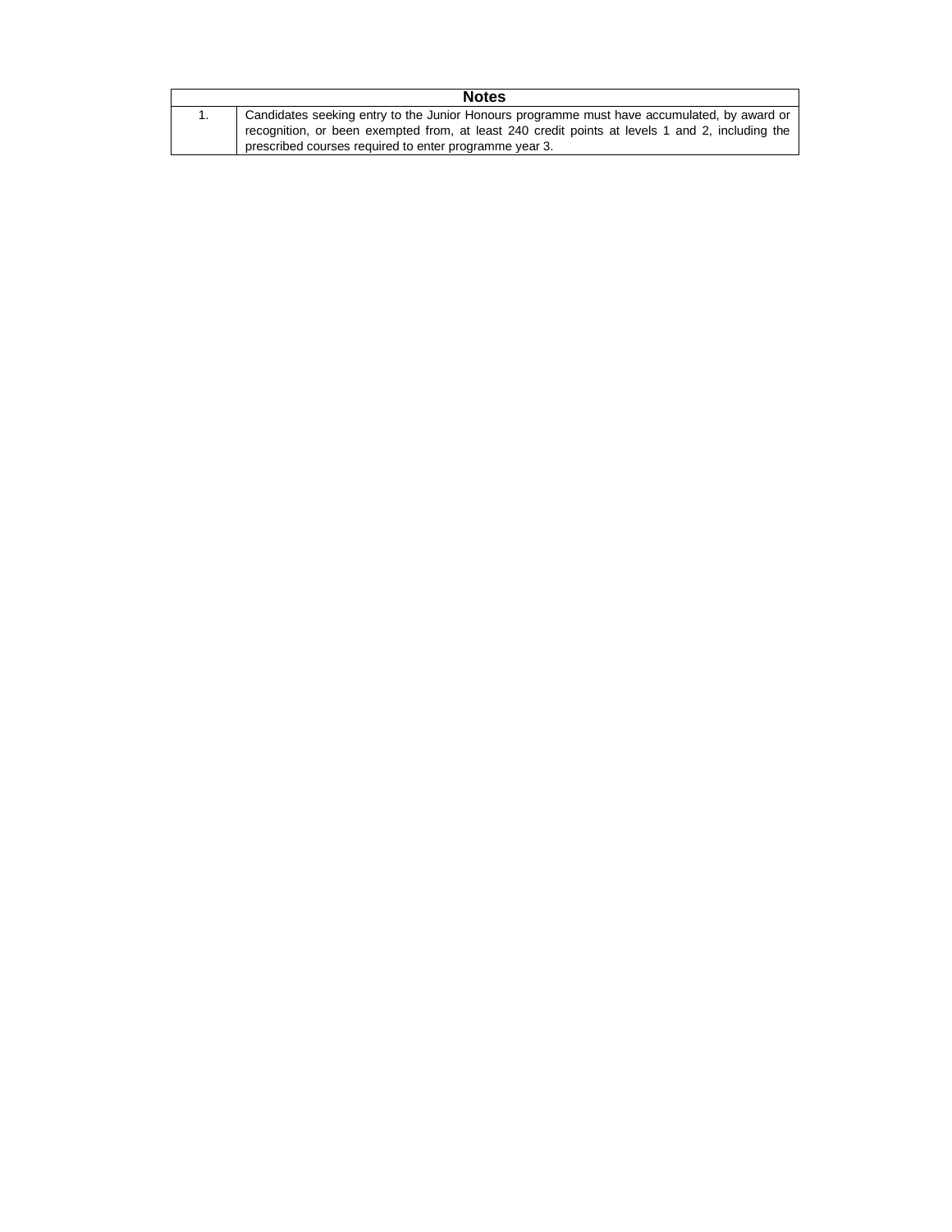| Notes | |
|---|---|
| 1. | Candidates seeking entry to the Junior Honours programme must have accumulated, by award or recognition, or been exempted from, at least 240 credit points at levels 1 and 2, including the prescribed courses required to enter programme year 3. |